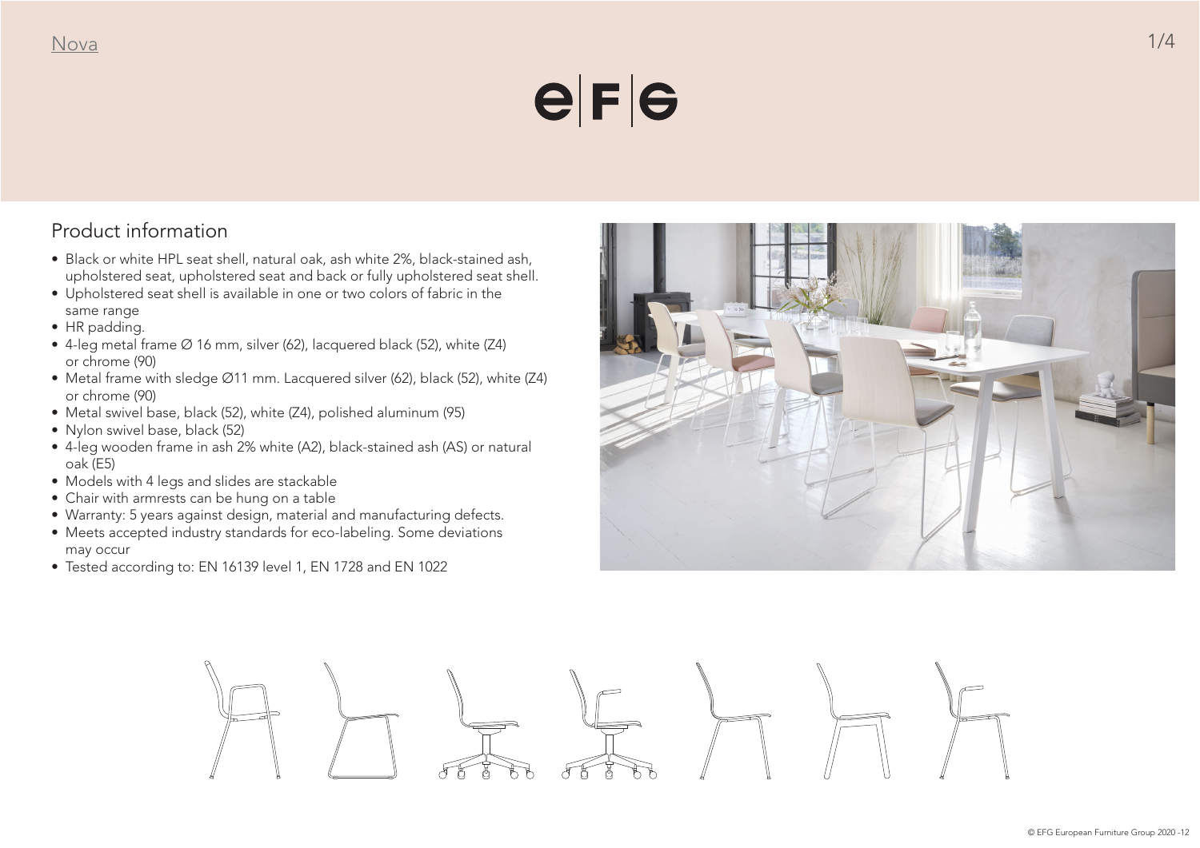Nova

# Product information

- Black or white HPL seat shell, natural oak, ash white 2%, black-stained ash, upholstered seat, upholstered seat and back or fully upholstered seat shell.
- Upholstered seat shell is available in one or two colors of fabric in the same range
- HR padding.
- 4-leg metal frame Ø 16 mm, silver (62), lacquered black (52), white (Z4) or chrome (90)
- Metal frame with sledge Ø11 mm. Lacquered silver (62), black (52), white (Z4) or chrome (90)
- Metal swivel base, black (52), white (Z4), polished aluminum (95)
- Nylon swivel base, black (52)
- 4-leg wooden frame in ash 2% white (A2), black-stained ash (AS) or natural oak (E5)
- Models with 4 legs and slides are stackable
- Chair with armrests can be hung on a table
- Warranty: 5 years against design, material and manufacturing defects.
- Meets accepted industry standards for eco-labeling. Some deviations may occur
- Tested according to: EN 16139 level 1, EN 1728 and EN 1022

© EFG European Furniture Group 2020 -12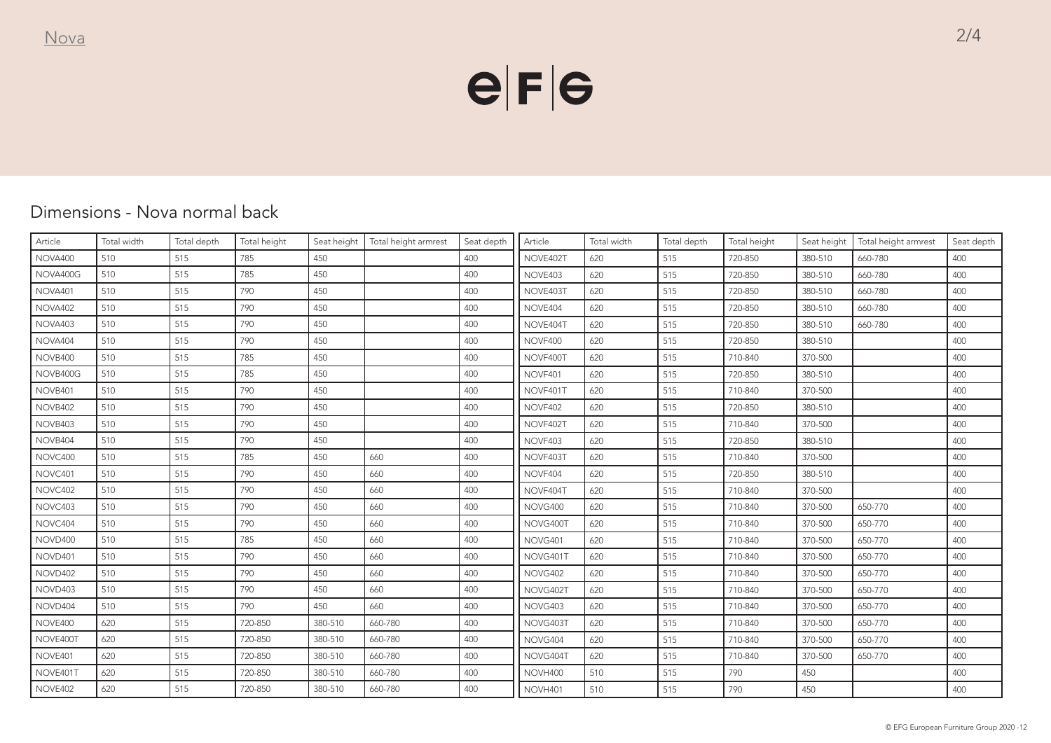## Dimensions - Nova normal back

| Article | Total width | Total depth | Total height | Seat height | Total height armrest | Seat depth |
|---|---|---|---|---|---|---|
| NOVA400 | 510 | 515 | 785 | 450 | | 400 |
| NOVA400G | 510 | 515 | 785 | 450 | | 400 |
| NOVA401 | 510 | 515 | 790 | 450 | | 400 |
| NOVA402 | 510 | 515 | 790 | 450 | | 400 |
| NOVA403 | 510 | 515 | 790 | 450 | | 400 |
| NOVA404 | 510 | 515 | 790 | 450 | | 400 |
| NOVB400 | 510 | 515 | 785 | 450 | | 400 |
| NOVB400G | 510 | 515 | 785 | 450 | | 400 |
| NOVB401 | 510 | 515 | 790 | 450 | | 400 |
| NOVB402 | 510 | 515 | 790 | 450 | | 400 |
| NOVB403 | 510 | 515 | 790 | 450 | | 400 |
| NOVB404 | 510 | 515 | 790 | 450 | | 400 |
| NOVC400 | 510 | 515 | 785 | 450 | 660 | 400 |
| NOVC401 | 510 | 515 | 790 | 450 | 660 | 400 |
| NOVC402 | 510 | 515 | 790 | 450 | 660 | 400 |
| NOVC403 | 510 | 515 | 790 | 450 | 660 | 400 |
| NOVC404 | 510 | 515 | 790 | 450 | 660 | 400 |
| NOVD400 | 510 | 515 | 785 | 450 | 660 | 400 |
| NOVD401 | 510 | 515 | 790 | 450 | 660 | 400 |
| NOVD402 | 510 | 515 | 790 | 450 | 660 | 400 |
| NOVD403 | 510 | 515 | 790 | 450 | 660 | 400 |
| NOVD404 | 510 | 515 | 790 | 450 | 660 | 400 |
| NOVE400 | 620 | 515 | 720-850 | 380-510 | 660-780 | 400 |
| NOVE400T | 620 | 515 | 720-850 | 380-510 | 660-780 | 400 |
| NOVE401 | 620 | 515 | 720-850 | 380-510 | 660-780 | 400 |
| NOVE401T | 620 | 515 | 720-850 | 380-510 | 660-780 | 400 |
| NOVE402 | 620 | 515 | 720-850 | 380-510 | 660-780 | 400 |
| NOVE402T | 620 | 515 | 720-850 | 380-510 | 660-780 | 400 |
| NOVE403 | 620 | 515 | 720-850 | 380-510 | 660-780 | 400 |
| NOVE403T | 620 | 515 | 720-850 | 380-510 | 660-780 | 400 |
| NOVE404 | 620 | 515 | 720-850 | 380-510 | 660-780 | 400 |
| NOVE404T | 620 | 515 | 720-850 | 380-510 | 660-780 | 400 |
| NOVF400 | 620 | 515 | 720-850 | 380-510 | | 400 |
| NOVF400T | 620 | 515 | 710-840 | 370-500 | | 400 |
| NOVF401 | 620 | 515 | 720-850 | 380-510 | | 400 |
| NOVF401T | 620 | 515 | 710-840 | 370-500 | | 400 |
| NOVF402 | 620 | 515 | 720-850 | 380-510 | | 400 |
| NOVF402T | 620 | 515 | 710-840 | 370-500 | | 400 |
| NOVF403 | 620 | 515 | 720-850 | 380-510 | | 400 |
| NOVF403T | 620 | 515 | 710-840 | 370-500 | | 400 |
| NOVF404 | 620 | 515 | 720-850 | 380-510 | | 400 |
| NOVF404T | 620 | 515 | 710-840 | 370-500 | | 400 |
| NOVG400 | 620 | 515 | 710-840 | 370-500 | 650-770 | 400 |
| NOVG400T | 620 | 515 | 710-840 | 370-500 | 650-770 | 400 |
| NOVG401 | 620 | 515 | 710-840 | 370-500 | 650-770 | 400 |
| NOVG401T | 620 | 515 | 710-840 | 370-500 | 650-770 | 400 |
| NOVG402 | 620 | 515 | 710-840 | 370-500 | 650-770 | 400 |
| NOVG402T | 620 | 515 | 710-840 | 370-500 | 650-770 | 400 |
| NOVG403 | 620 | 515 | 710-840 | 370-500 | 650-770 | 400 |
| NOVG403T | 620 | 515 | 710-840 | 370-500 | 650-770 | 400 |
| NOVG404 | 620 | 515 | 710-840 | 370-500 | 650-770 | 400 |
| NOVG404T | 620 | 515 | 710-840 | 370-500 | 650-770 | 400 |
| NOVH400 | 510 | 515 | 790 | 450 | | 400 |
| NOVH401 | 510 | 515 | 790 | 450 | | 400 |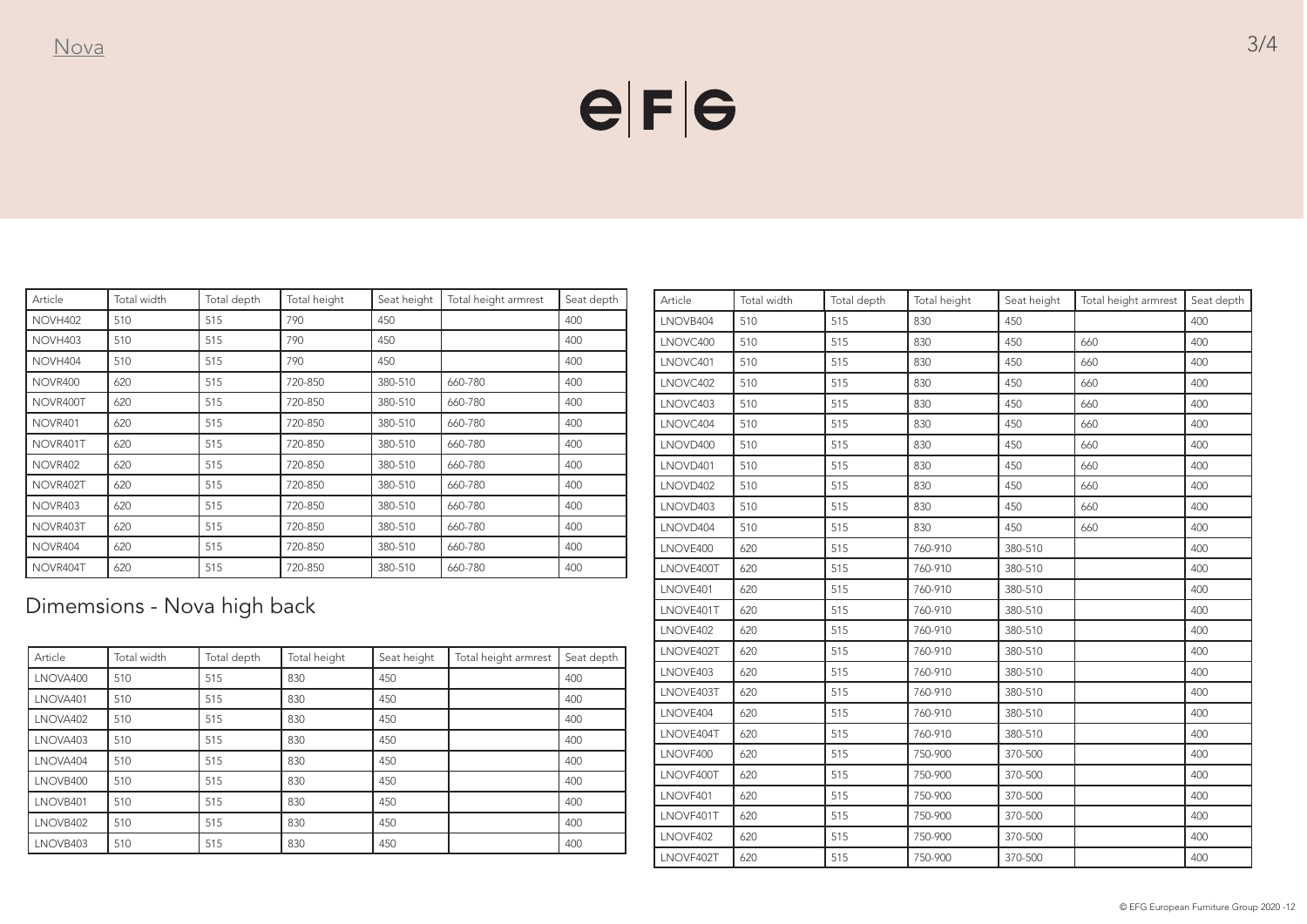| Article | Total width | Total depth | Total height | Seat height | Total height armrest | Seat depth |
|---|---|---|---|---|---|---|
| NOVH402 | 510 | 515 | 790 | 450 | | 400 |
| NOVH403 | 510 | 515 | 790 | 450 | | 400 |
| NOVH404 | 510 | 515 | 790 | 450 | | 400 |
| NOVR400 | 620 | 515 | 720-850 | 380-510 | 660-780 | 400 |
| NOVR400T | 620 | 515 | 720-850 | 380-510 | 660-780 | 400 |
| NOVR401 | 620 | 515 | 720-850 | 380-510 | 660-780 | 400 |
| NOVR401T | 620 | 515 | 720-850 | 380-510 | 660-780 | 400 |
| NOVR402 | 620 | 515 | 720-850 | 380-510 | 660-780 | 400 |
| NOVR402T | 620 | 515 | 720-850 | 380-510 | 660-780 | 400 |
| NOVR403 | 620 | 515 | 720-850 | 380-510 | 660-780 | 400 |
| NOVR403T | 620 | 515 | 720-850 | 380-510 | 660-780 | 400 |
| NOVR404 | 620 | 515 | 720-850 | 380-510 | 660-780 | 400 |
| NOVR404T | 620 | 515 | 720-850 | 380-510 | 660-780 | 400 |

## Dimemsions - Nova high back

| Article | Total width | Total depth | Total height | Seat height | Total height armrest | Seat depth |
|---|---|---|---|---|---|---|
| LNOVA400 | 510 | 515 | 830 | 450 | | 400 |
| LNOVA401 | 510 | 515 | 830 | 450 | | 400 |
| LNOVA402 | 510 | 515 | 830 | 450 | | 400 |
| LNOVA403 | 510 | 515 | 830 | 450 | | 400 |
| LNOVA404 | 510 | 515 | 830 | 450 | | 400 |
| LNOVB400 | 510 | 515 | 830 | 450 | | 400 |
| LNOVB401 | 510 | 515 | 830 | 450 | | 400 |
| LNOVB402 | 510 | 515 | 830 | 450 | | 400 |
| LNOVB403 | 510 | 515 | 830 | 450 | | 400 |
| LNOVB404 | 510 | 515 | 830 | 450 | | 400 |
| LNOVC400 | 510 | 515 | 830 | 450 | 660 | 400 |
| LNOVC401 | 510 | 515 | 830 | 450 | 660 | 400 |
| LNOVC402 | 510 | 515 | 830 | 450 | 660 | 400 |
| LNOVC403 | 510 | 515 | 830 | 450 | 660 | 400 |
| LNOVC404 | 510 | 515 | 830 | 450 | 660 | 400 |
| LNOVD400 | 510 | 515 | 830 | 450 | 660 | 400 |
| LNOVD401 | 510 | 515 | 830 | 450 | 660 | 400 |
| LNOVD402 | 510 | 515 | 830 | 450 | 660 | 400 |
| LNOVD403 | 510 | 515 | 830 | 450 | 660 | 400 |
| LNOVD404 | 510 | 515 | 830 | 450 | 660 | 400 |
| LNOVE400 | 620 | 515 | 760-910 | 380-510 | | 400 |
| LNOVE400T | 620 | 515 | 760-910 | 380-510 | | 400 |
| LNOVE401 | 620 | 515 | 760-910 | 380-510 | | 400 |
| LNOVE401T | 620 | 515 | 760-910 | 380-510 | | 400 |
| LNOVE402 | 620 | 515 | 760-910 | 380-510 | | 400 |
| LNOVE402T | 620 | 515 | 760-910 | 380-510 | | 400 |
| LNOVE403 | 620 | 515 | 760-910 | 380-510 | | 400 |
| LNOVE403T | 620 | 515 | 760-910 | 380-510 | | 400 |
| LNOVE404 | 620 | 515 | 760-910 | 380-510 | | 400 |
| LNOVE404T | 620 | 515 | 760-910 | 380-510 | | 400 |
| LNOVF400 | 620 | 515 | 750-900 | 370-500 | | 400 |
| LNOVF400T | 620 | 515 | 750-900 | 370-500 | | 400 |
| LNOVF401 | 620 | 515 | 750-900 | 370-500 | | 400 |
| LNOVF401T | 620 | 515 | 750-900 | 370-500 | | 400 |
| LNOVF402 | 620 | 515 | 750-900 | 370-500 | | 400 |
| LNOVF402T | 620 | 515 | 750-900 | 370-500 | | 400 |

© EFG European Furniture Group 2020 -12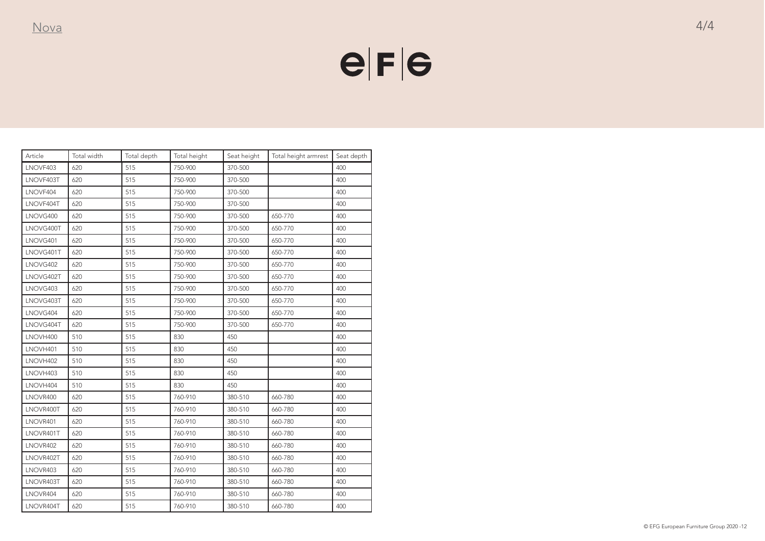| Article | Total width | Total depth | Total height | Seat height | Total height armrest | Seat depth |
|---|---|---|---|---|---|---|
| LNOVF403 | 620 | 515 | 750-900 | 370-500 | | 400 |
| LNOVF403T | 620 | 515 | 750-900 | 370-500 | | 400 |
| LNOVF404 | 620 | 515 | 750-900 | 370-500 | | 400 |
| LNOVF404T | 620 | 515 | 750-900 | 370-500 | | 400 |
| LNOVG400 | 620 | 515 | 750-900 | 370-500 | 650-770 | 400 |
| LNOVG400T | 620 | 515 | 750-900 | 370-500 | 650-770 | 400 |
| LNOVG401 | 620 | 515 | 750-900 | 370-500 | 650-770 | 400 |
| LNOVG401T | 620 | 515 | 750-900 | 370-500 | 650-770 | 400 |
| LNOVG402 | 620 | 515 | 750-900 | 370-500 | 650-770 | 400 |
| LNOVG402T | 620 | 515 | 750-900 | 370-500 | 650-770 | 400 |
| LNOVG403 | 620 | 515 | 750-900 | 370-500 | 650-770 | 400 |
| LNOVG403T | 620 | 515 | 750-900 | 370-500 | 650-770 | 400 |
| LNOVG404 | 620 | 515 | 750-900 | 370-500 | 650-770 | 400 |
| LNOVG404T | 620 | 515 | 750-900 | 370-500 | 650-770 | 400 |
| LNOVH400 | 510 | 515 | 830 | 450 | | 400 |
| LNOVH401 | 510 | 515 | 830 | 450 | | 400 |
| LNOVH402 | 510 | 515 | 830 | 450 | | 400 |
| LNOVH403 | 510 | 515 | 830 | 450 | | 400 |
| LNOVH404 | 510 | 515 | 830 | 450 | | 400 |
| LNOVR400 | 620 | 515 | 760-910 | 380-510 | 660-780 | 400 |
| LNOVR400T | 620 | 515 | 760-910 | 380-510 | 660-780 | 400 |
| LNOVR401 | 620 | 515 | 760-910 | 380-510 | 660-780 | 400 |
| LNOVR401T | 620 | 515 | 760-910 | 380-510 | 660-780 | 400 |
| LNOVR402 | 620 | 515 | 760-910 | 380-510 | 660-780 | 400 |
| LNOVR402T | 620 | 515 | 760-910 | 380-510 | 660-780 | 400 |
| LNOVR403 | 620 | 515 | 760-910 | 380-510 | 660-780 | 400 |
| LNOVR403T | 620 | 515 | 760-910 | 380-510 | 660-780 | 400 |
| LNOVR404 | 620 | 515 | 760-910 | 380-510 | 660-780 | 400 |
| LNOVR404T | 620 | 515 | 760-910 | 380-510 | 660-780 | 400 |